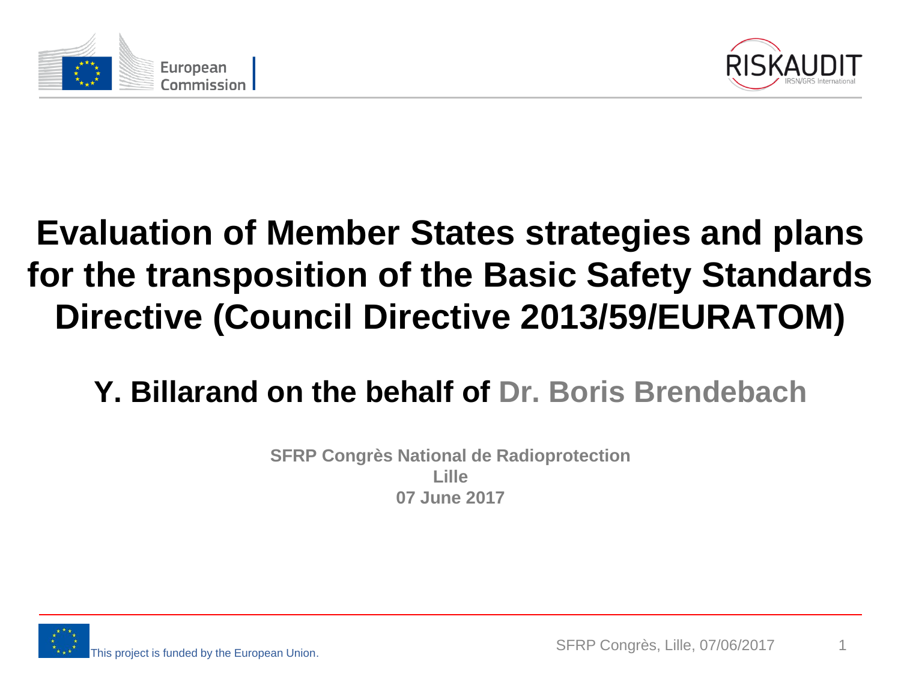European Commission

RISKAUDIT IRSN/GRS International

# Evaluation of Member States strategies and plans for the transposition of the Basic Safety Standards Directive (Council Directive 2013/59/EURATOM)

## Y. Billarand on the behalf of Dr. Boris Brendebach

**SFRP Congrès National de Radioprotection**
**Lille**
**07 June 2017**

This project is funded by the European Union.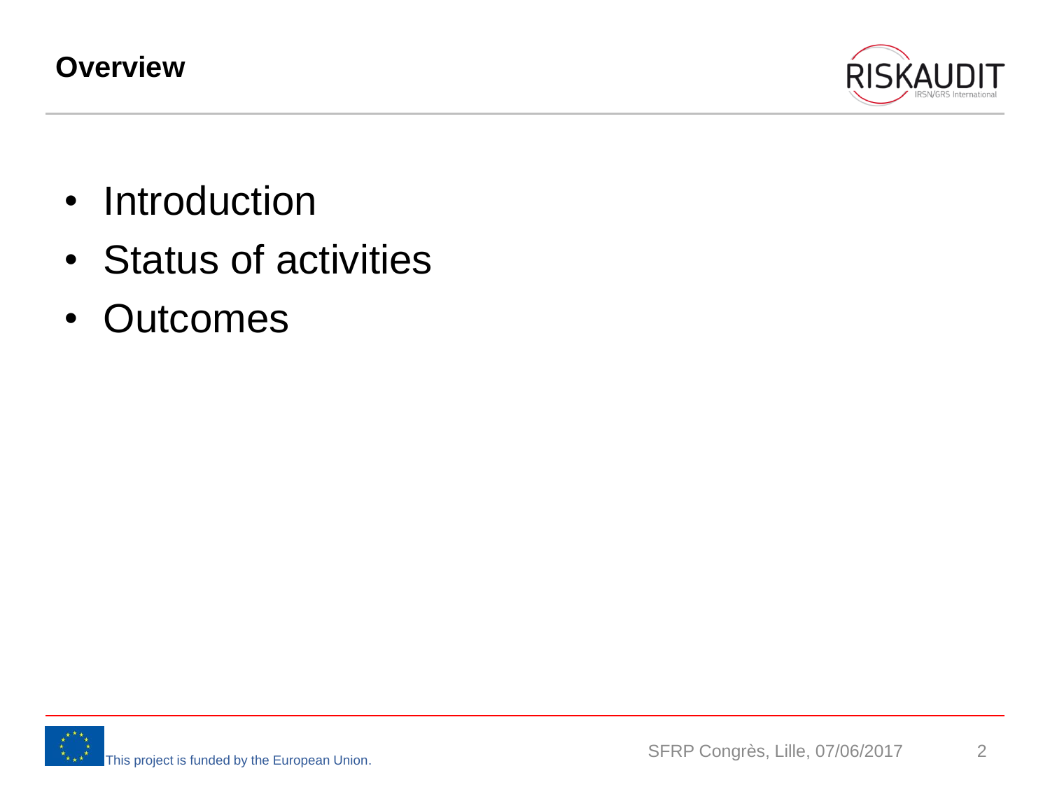## Overview

- Introduction
- Status of activities
- Outcomes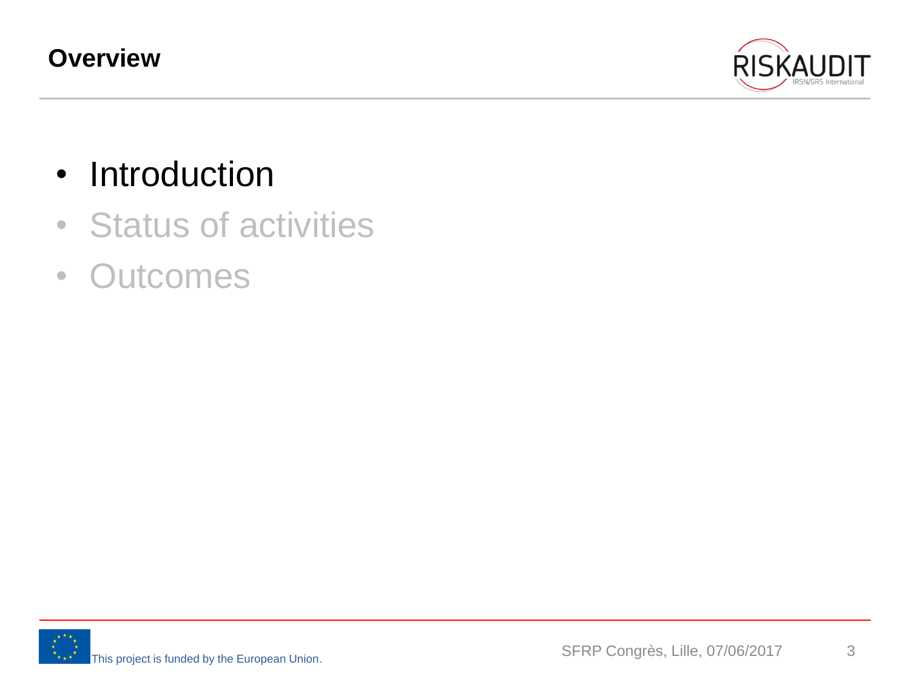## Overview

- Introduction
- Status of activities
- Outcomes

This project is funded by the European Union.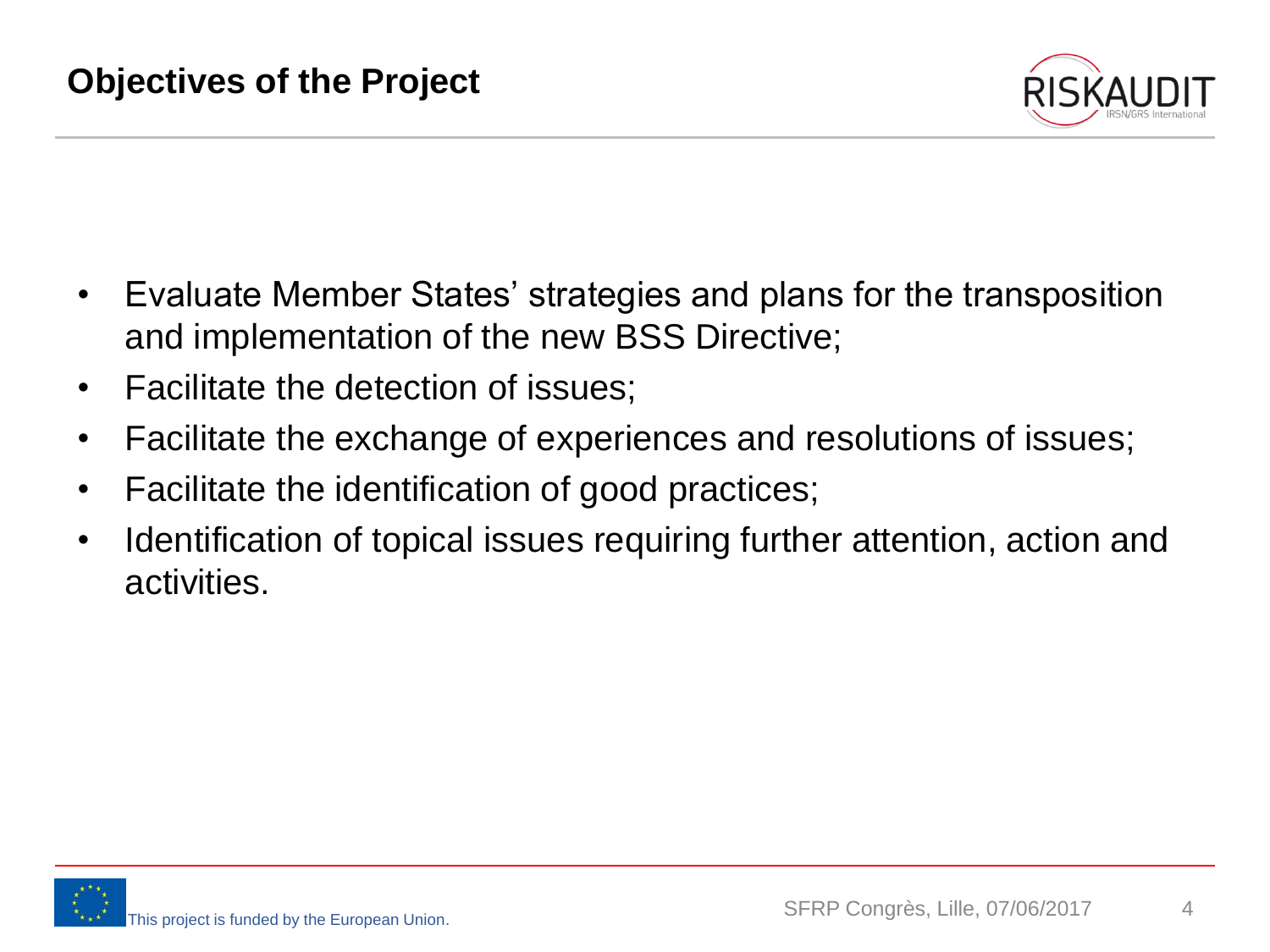## Objectives of the Project

- Evaluate Member States' strategies and plans for the transposition and implementation of the new BSS Directive;
- Facilitate the detection of issues;
- Facilitate the exchange of experiences and resolutions of issues;
- Facilitate the identification of good practices;
- Identification of topical issues requiring further attention, action and activities.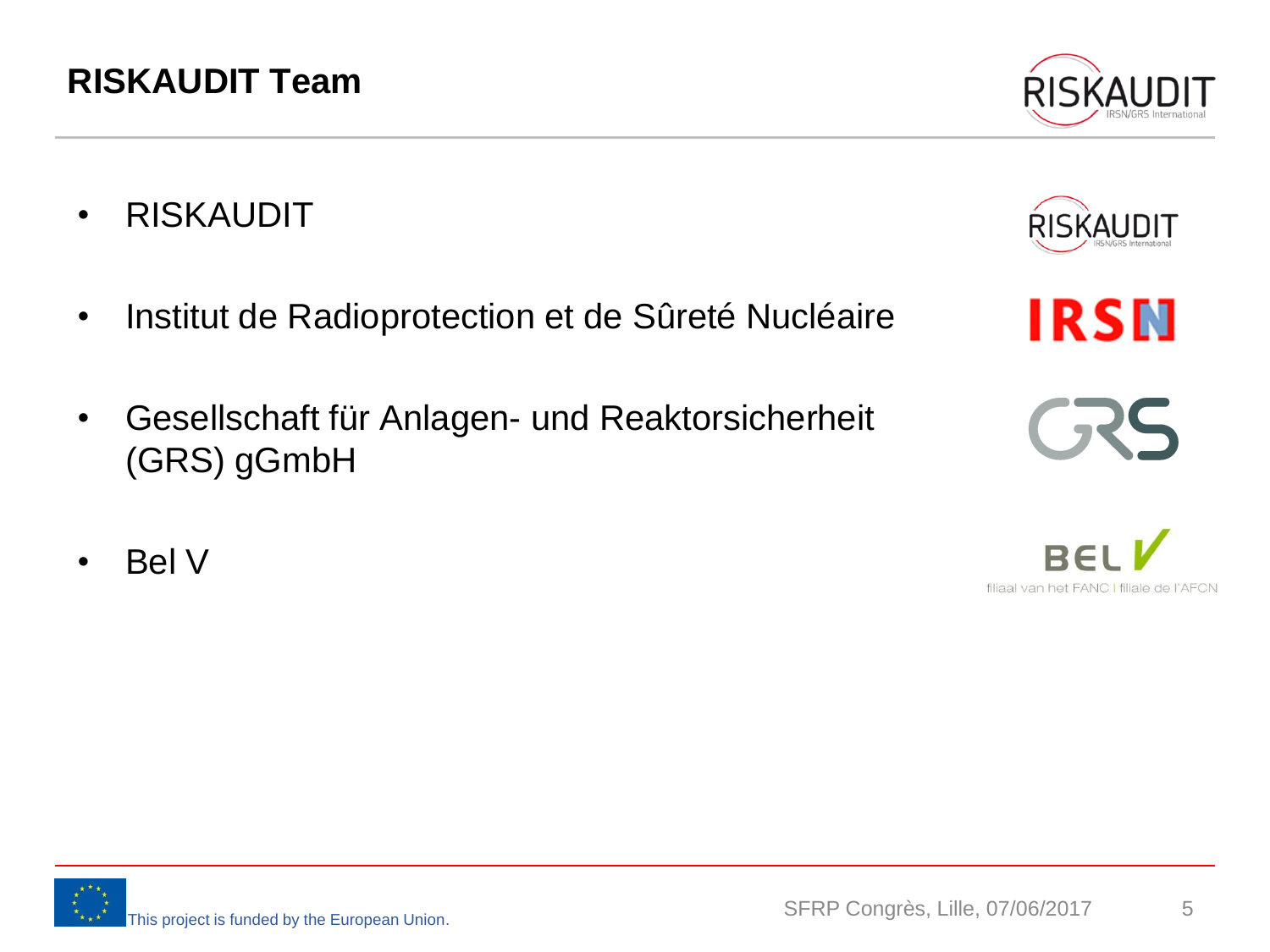# RISKAUDIT Team

- RISKAUDIT
- Institut de Radioprotection et de Sûreté Nucléaire
- Gesellschaft für Anlagen- und Reaktorsicherheit (GRS) gGmbH
- Bel V

This project is funded by the European Union.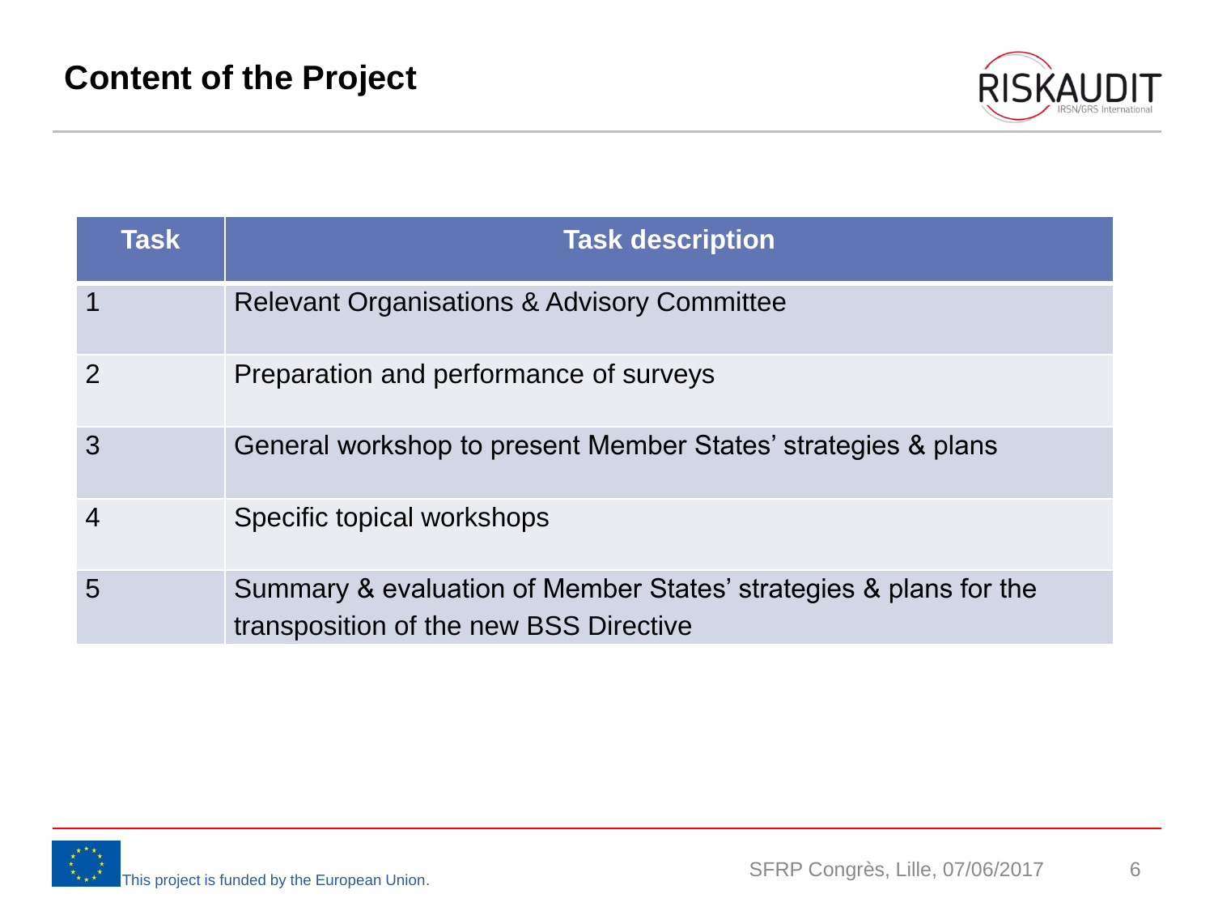## Content of the Project

| Task | Task description |
| --- | --- |
| 1 | Relevant Organisations & Advisory Committee |
| 2 | Preparation and performance of surveys |
| 3 | General workshop to present Member States' strategies & plans |
| 4 | Specific topical workshops |
| 5 | Summary & evaluation of Member States' strategies & plans for the transposition of the new BSS Directive |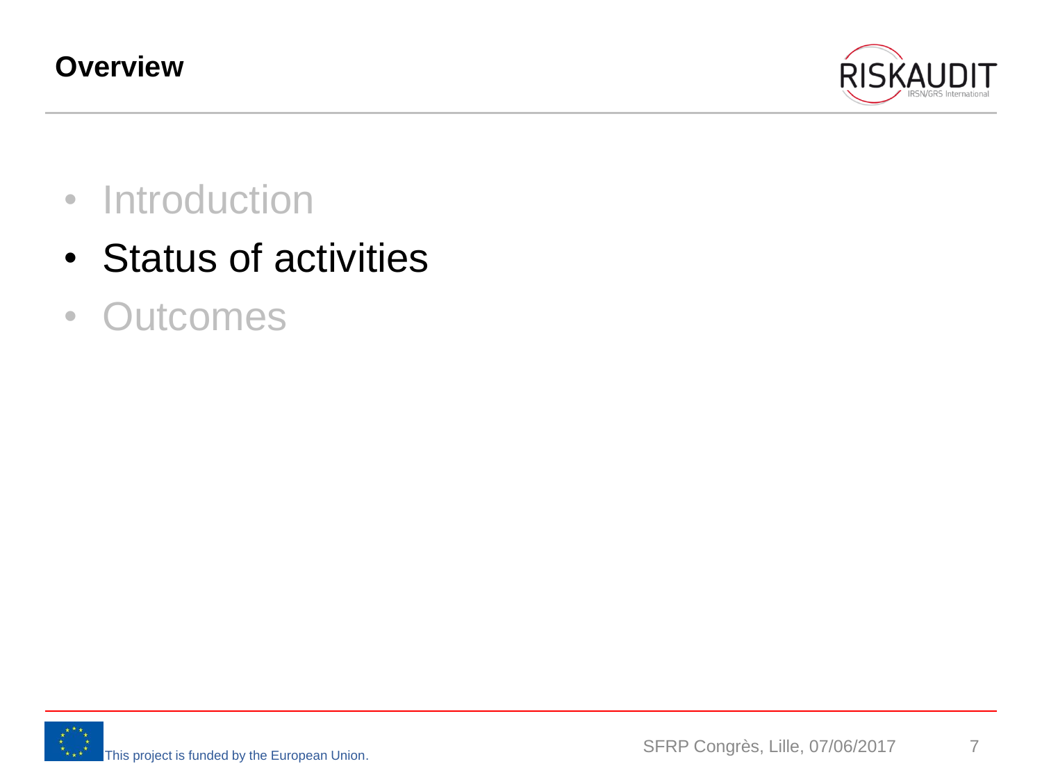## Overview

- Introduction
- Status of activities
- Outcomes

This project is funded by the European Union.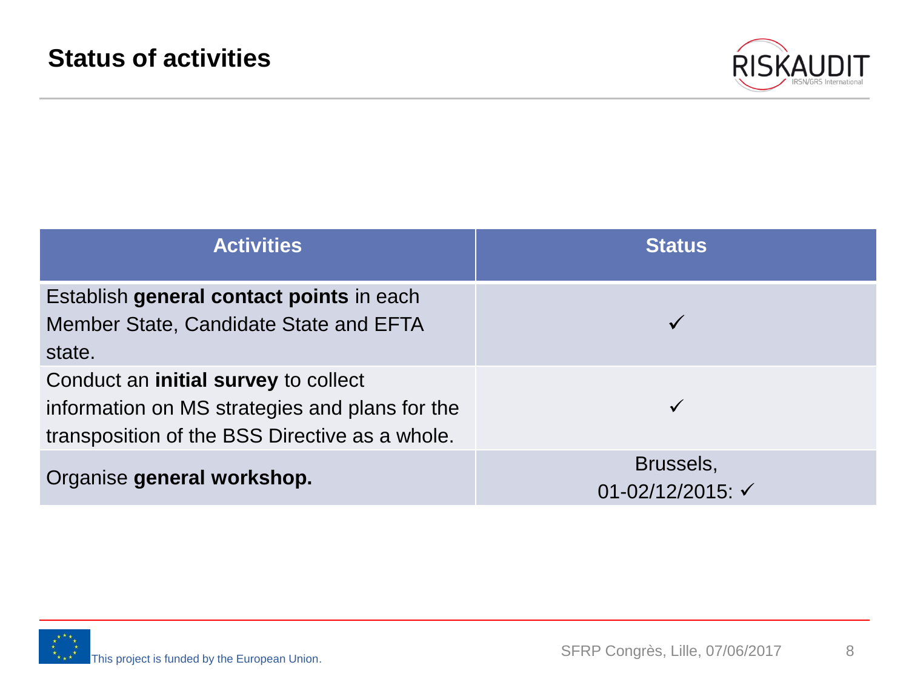## Status of activities

| Activities | Status |
|---|---|
| Establish **general contact points** in each Member State, Candidate State and EFTA state. | ✓ |
| Conduct an **initial survey** to collect information on MS strategies and plans for the transposition of the BSS Directive as a whole. | ✓ |
| Organise **general workshop.** | Brussels, 01-02/12/2015: ✓ |

This project is funded by the European Union.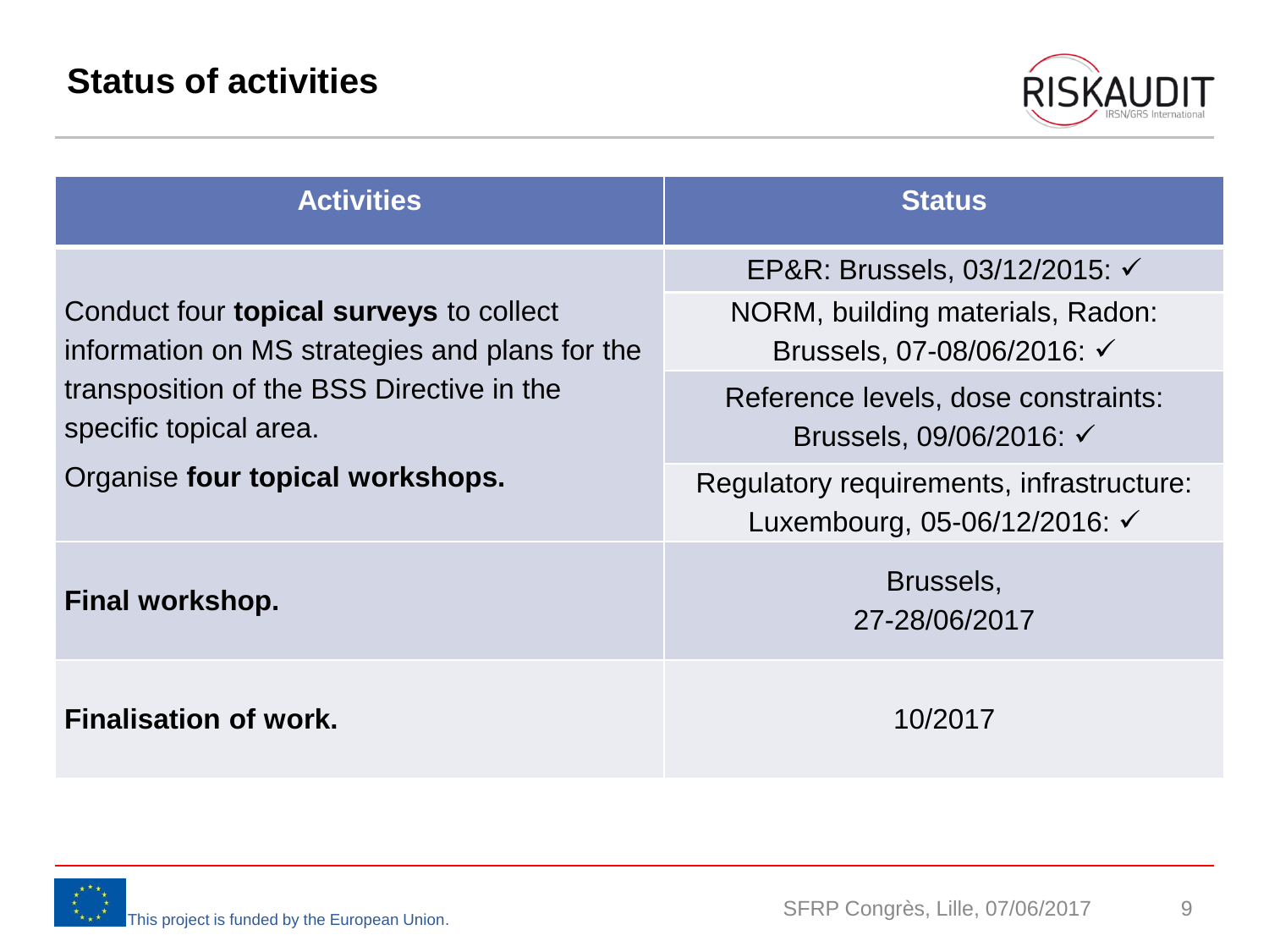## Status of activities

| Activities | Status |
|---|---|
| Conduct four **topical surveys** to collect information on MS strategies and plans for the transposition of the BSS Directive in the specific topical area.<br>Organise **four topical workshops.** | EP&R: Brussels, 03/12/2015: ✓ |
| | NORM, building materials, Radon: Brussels, 07-08/06/2016: ✓ |
| | Reference levels, dose constraints: Brussels, 09/06/2016: ✓ |
| | Regulatory requirements, infrastructure: Luxembourg, 05-06/12/2016: ✓ |
| **Final workshop.** | Brussels, 27-28/06/2017 |
| **Finalisation of work.** | 10/2017 |

This project is funded by the European Union.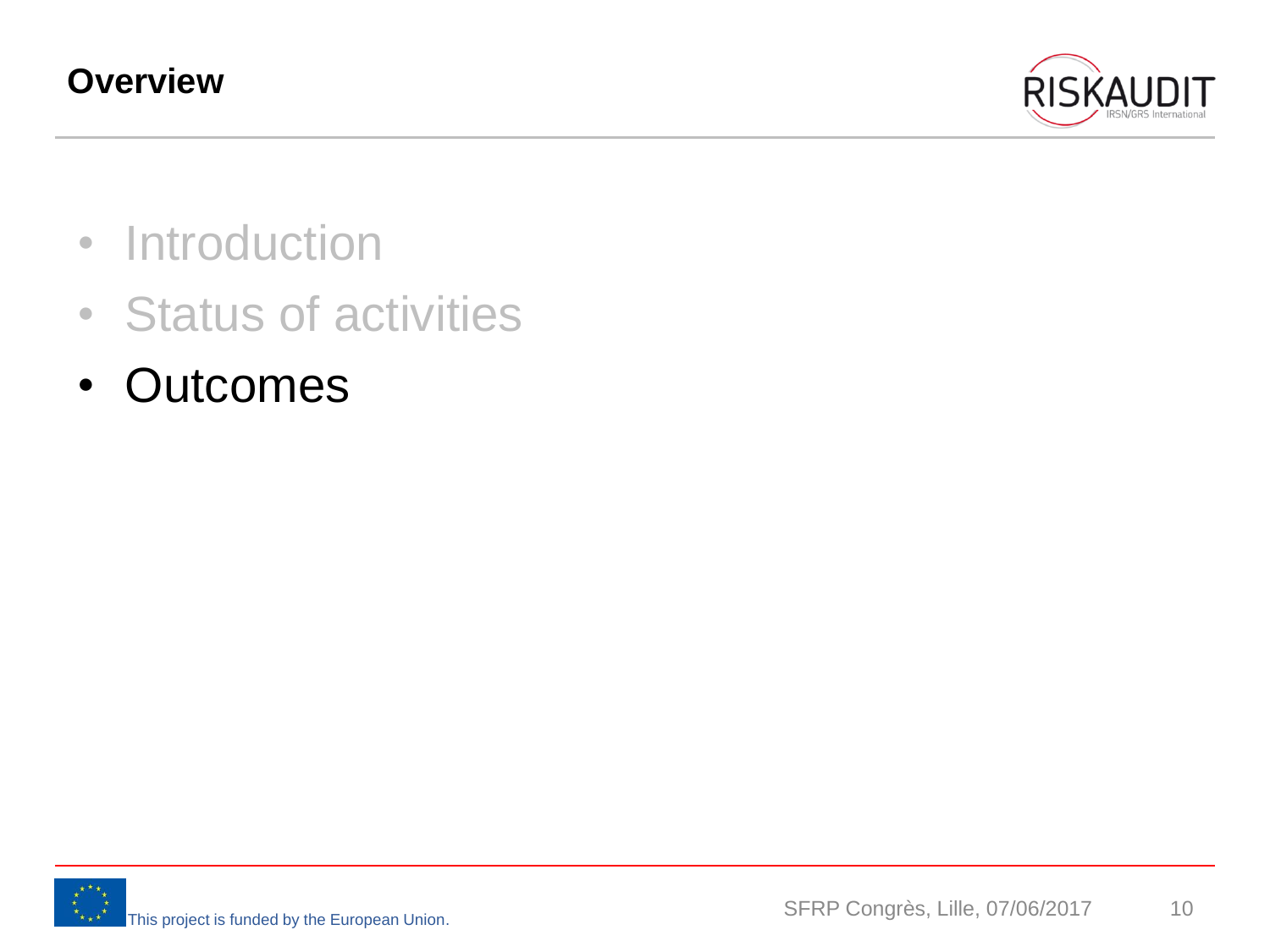## Overview

- Introduction
- Status of activities
- Outcomes

This project is funded by the European Union.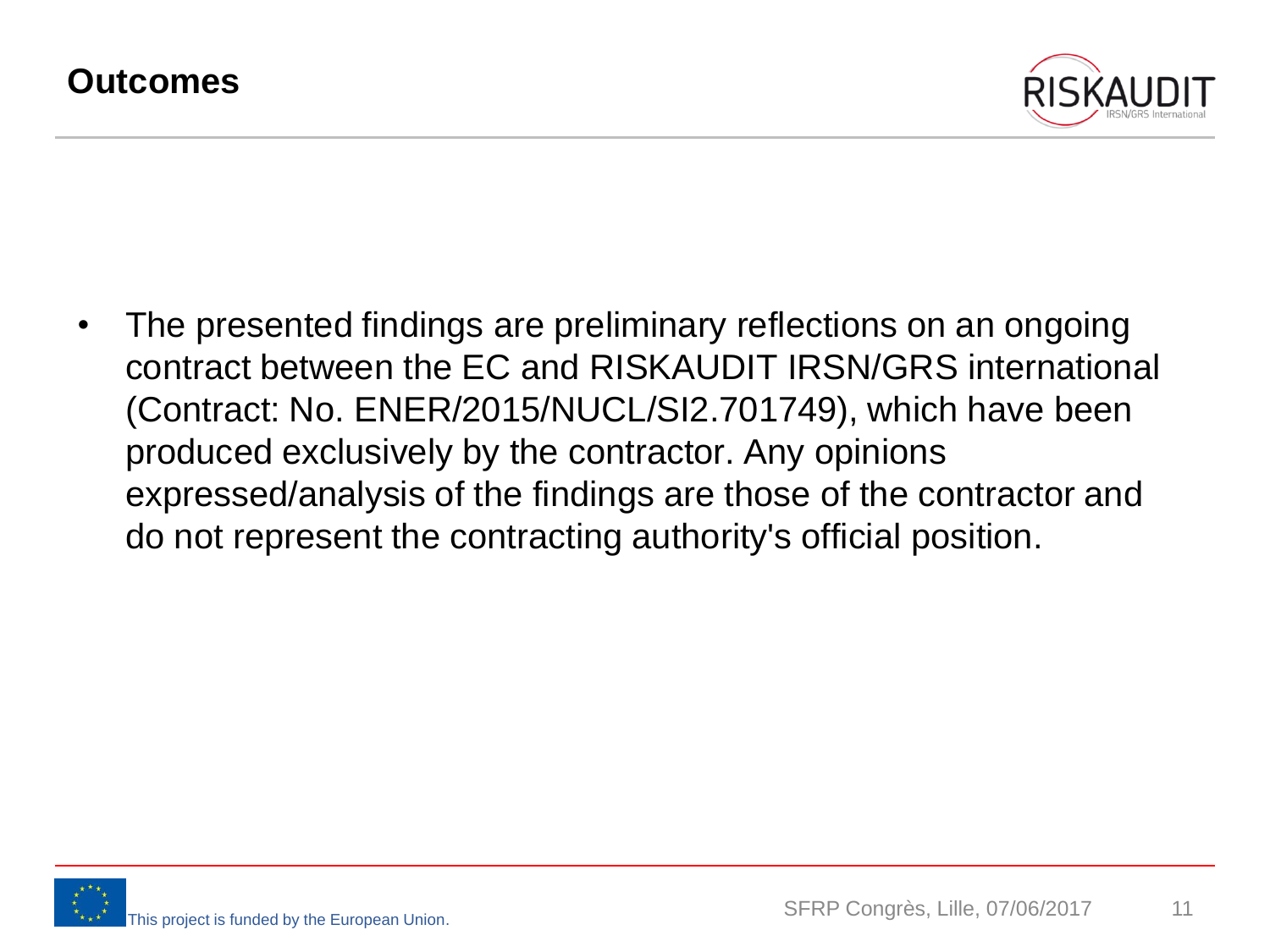# Outcomes

- The presented findings are preliminary reflections on an ongoing contract between the EC and RISKAUDIT IRSN/GRS international (Contract: No. ENER/2015/NUCL/SI2.701749), which have been produced exclusively by the contractor. Any opinions expressed/analysis of the findings are those of the contractor and do not represent the contracting authority's official position.

This project is funded by the European Union.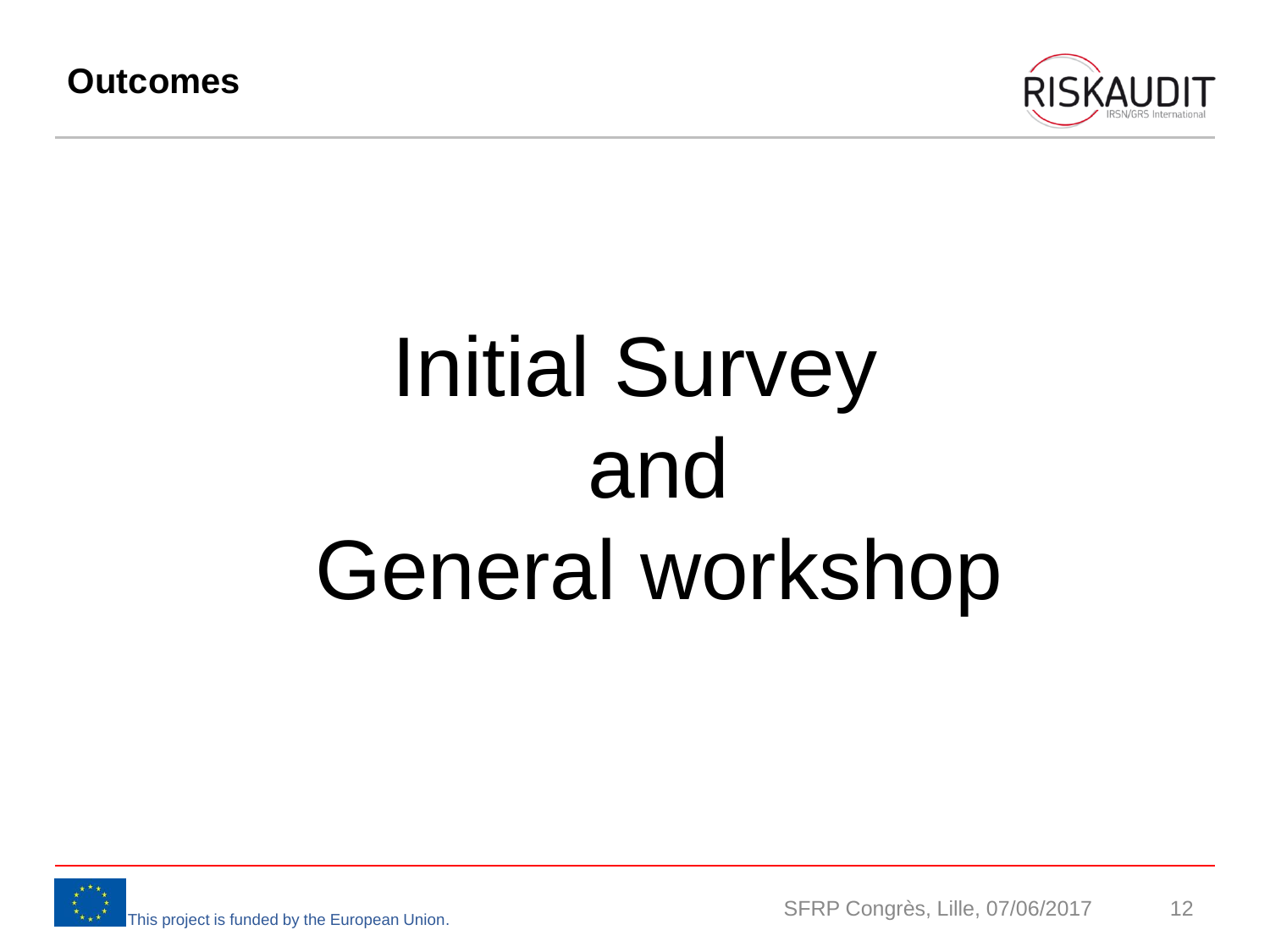**Outcomes**

# Initial Survey and General workshop

This project is funded by the European Union.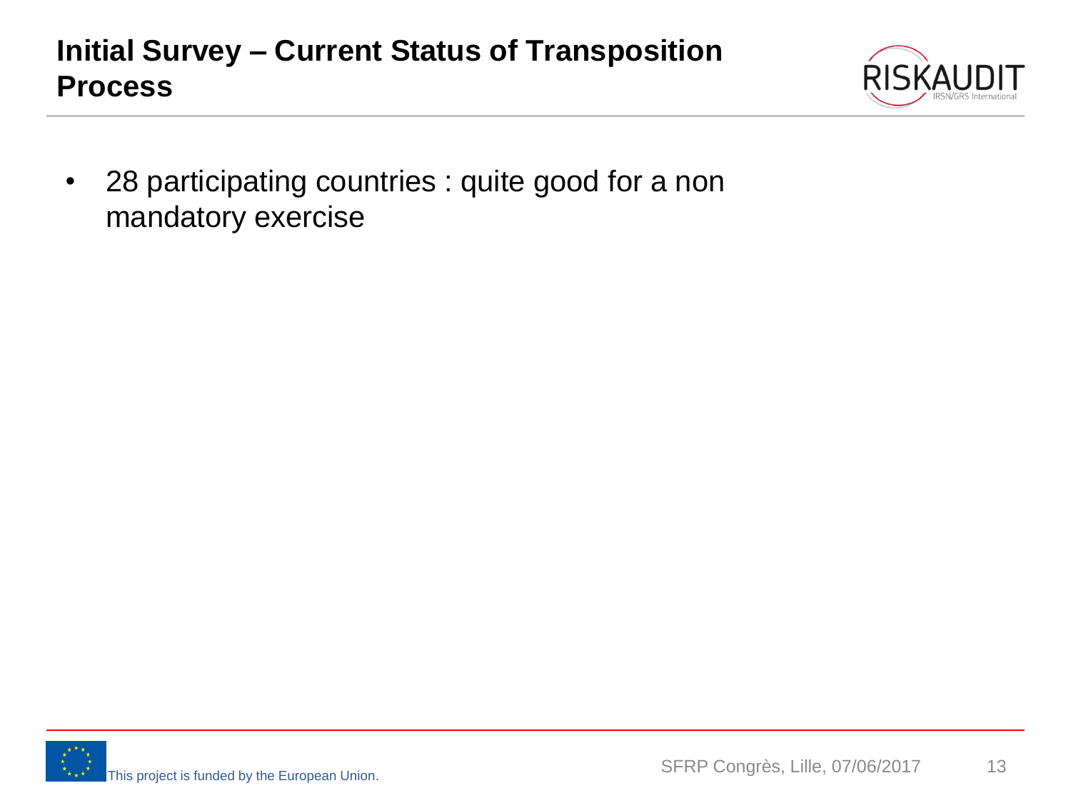## Initial Survey – Current Status of Transposition Process

- 28 participating countries : quite good for a non mandatory exercise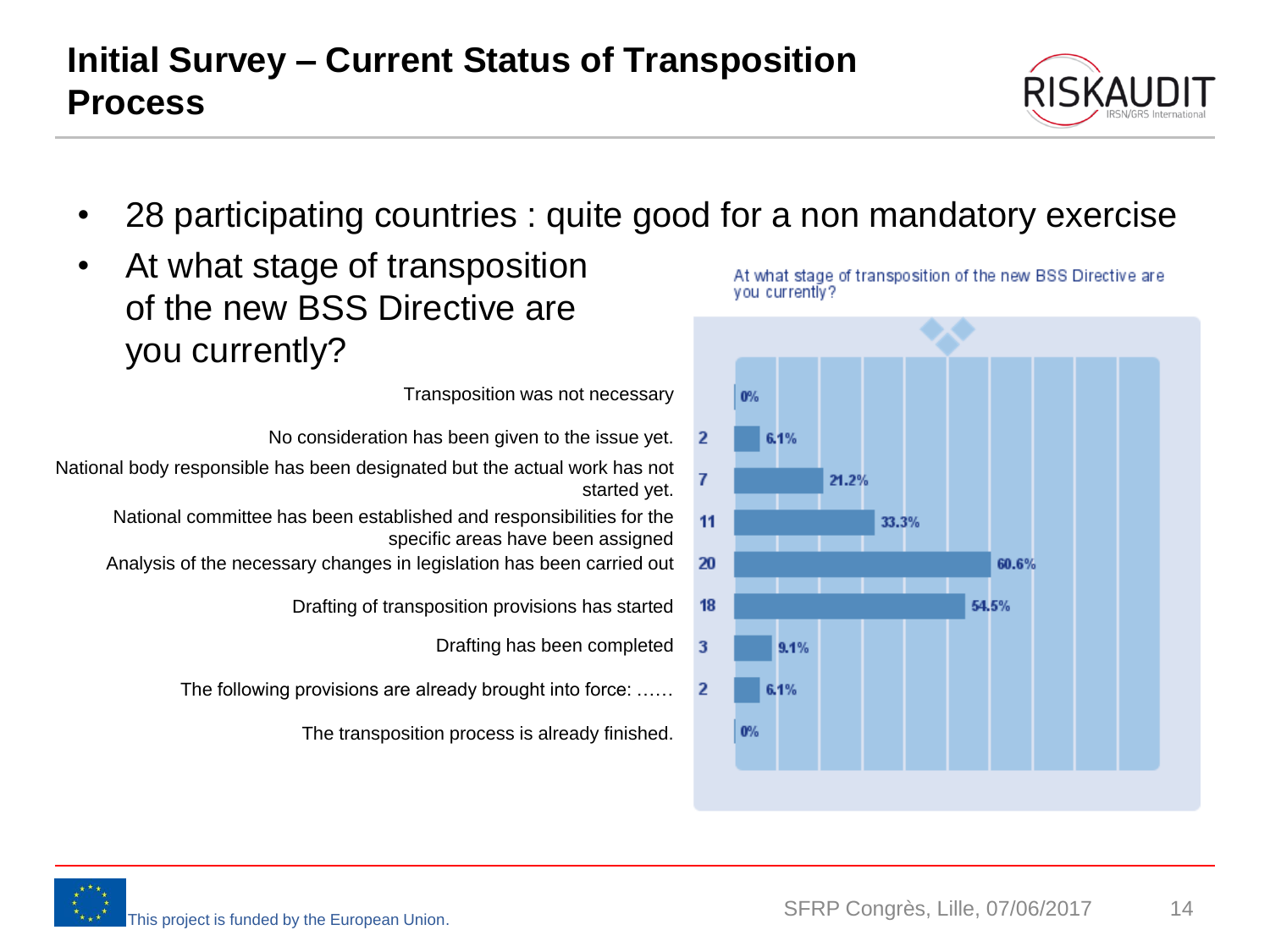# Initial Survey – Current Status of Transposition Process

- 28 participating countries : quite good for a non mandatory exercise
- At what stage of transposition of the new BSS Directive are you currently?

At what stage of transposition of the new BSS Directive are you currently?

| Answer | Count | Percentage |
| --- | --- | --- |
| Transposition was not necessary | | 0% |
| No consideration has been given to the issue yet. | 2 | 6.1% |
| National body responsible has been designated but the actual work has not started yet. | 7 | 21.2% |
| National committee has been established and responsibilities for the specific areas have been assigned | 11 | 33.3% |
| Analysis of the necessary changes in legislation has been carried out | 20 | 60.6% |
| Drafting of transposition provisions has started | 18 | 54.5% |
| Drafting has been completed | 3 | 9.1% |
| The following provisions are already brought into force: …… | 2 | 6.1% |
| The transposition process is already finished. | | 0% |

This project is funded by the European Union.

SFRP Congrès, Lille, 07/06/2017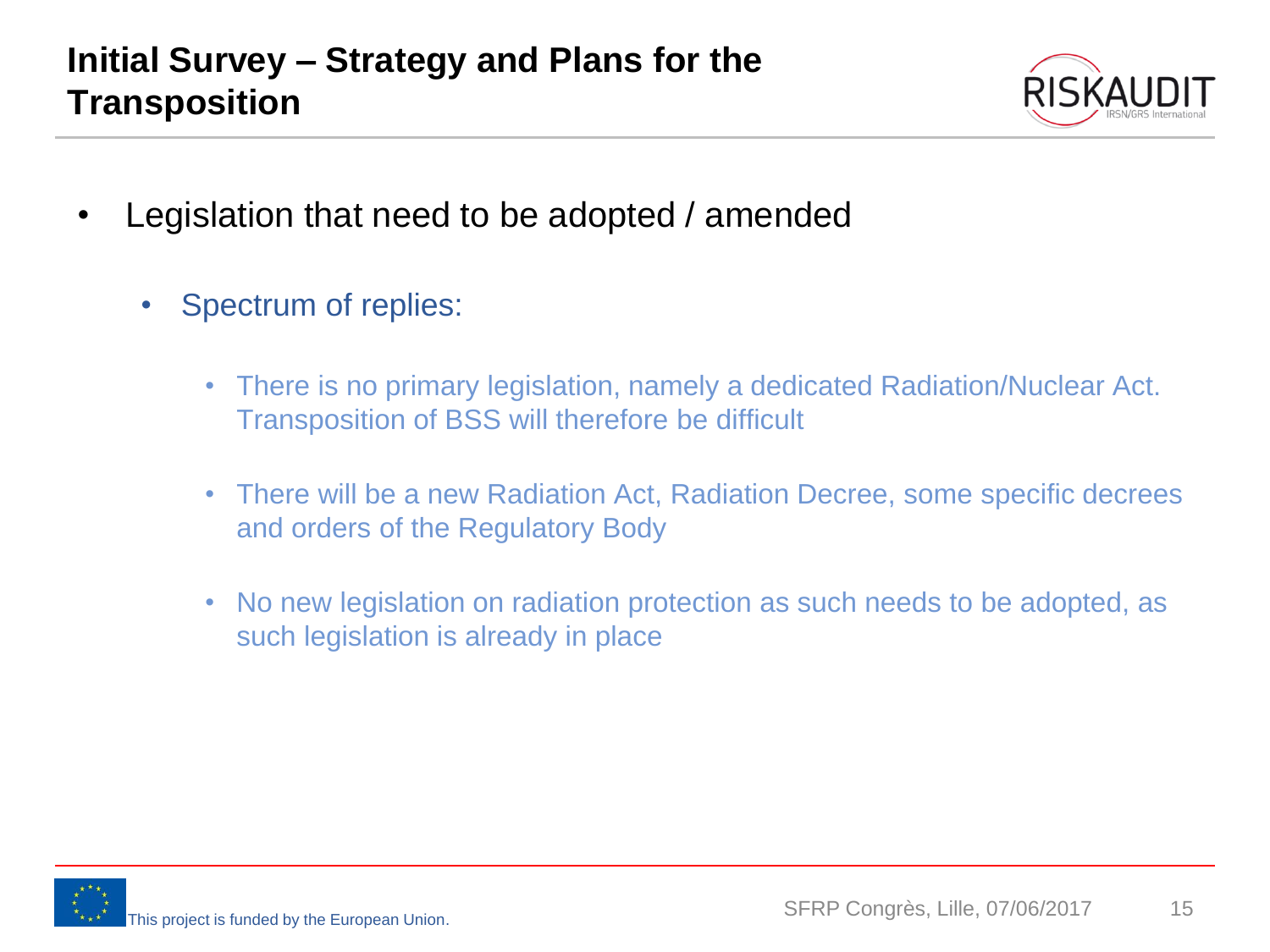# Initial Survey – Strategy and Plans for the Transposition

- Legislation that need to be adopted / amended
  - Spectrum of replies:
    - There is no primary legislation, namely a dedicated Radiation/Nuclear Act. Transposition of BSS will therefore be difficult
    - There will be a new Radiation Act, Radiation Decree, some specific decrees and orders of the Regulatory Body
    - No new legislation on radiation protection as such needs to be adopted, as such legislation is already in place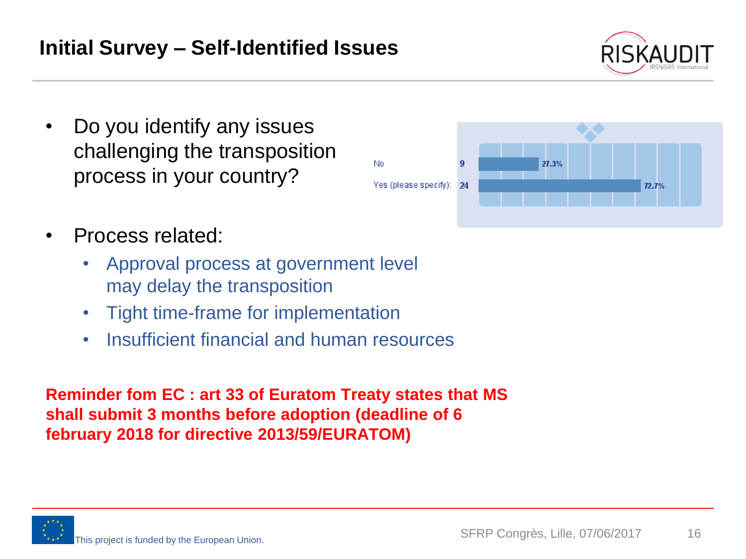# Initial Survey – Self-Identified Issues

- Do you identify any issues challenging the transposition process in your country?

| Answer | Count | Percentage |
|---|---|---|
| No | 9 | 27.3% |
| Yes (please specify): | 24 | 72.7% |

- Process related:
  - Approval process at government level may delay the transposition
  - Tight time-frame for implementation
  - Insufficient financial and human resources

**Reminder fom EC : art 33 of Euratom Treaty states that MS shall submit 3 months before adoption (deadline of 6 february 2018 for directive 2013/59/EURATOM)**

This project is funded by the European Union.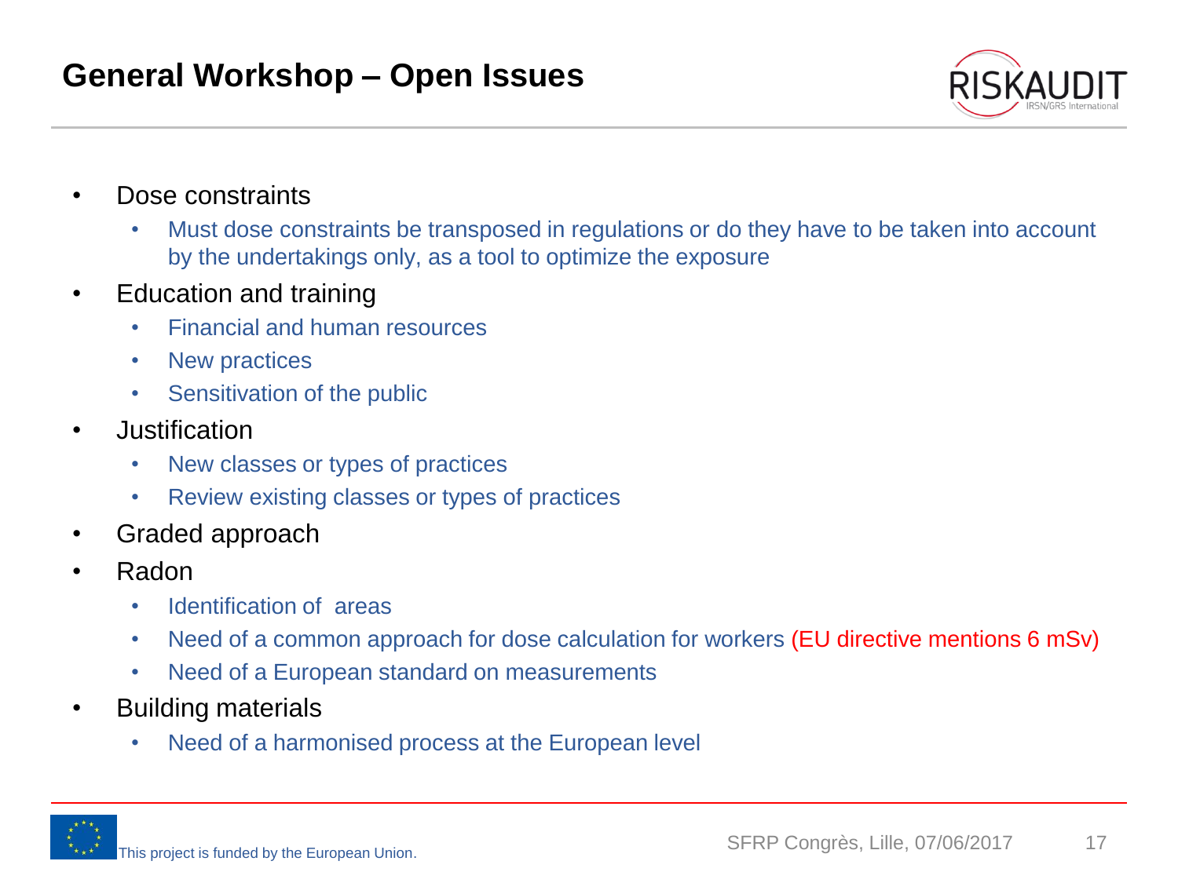# General Workshop – Open Issues

- Dose constraints
  - Must dose constraints be transposed in regulations or do they have to be taken into account by the undertakings only, as a tool to optimize the exposure
- Education and training
  - Financial and human resources
  - New practices
  - Sensitivation of the public
- Justification
  - New classes or types of practices
  - Review existing classes or types of practices
- Graded approach
- Radon
  - Identification of areas
  - Need of a common approach for dose calculation for workers (EU directive mentions 6 mSv)
  - Need of a European standard on measurements
- Building materials
  - Need of a harmonised process at the European level

This project is funded by the European Union.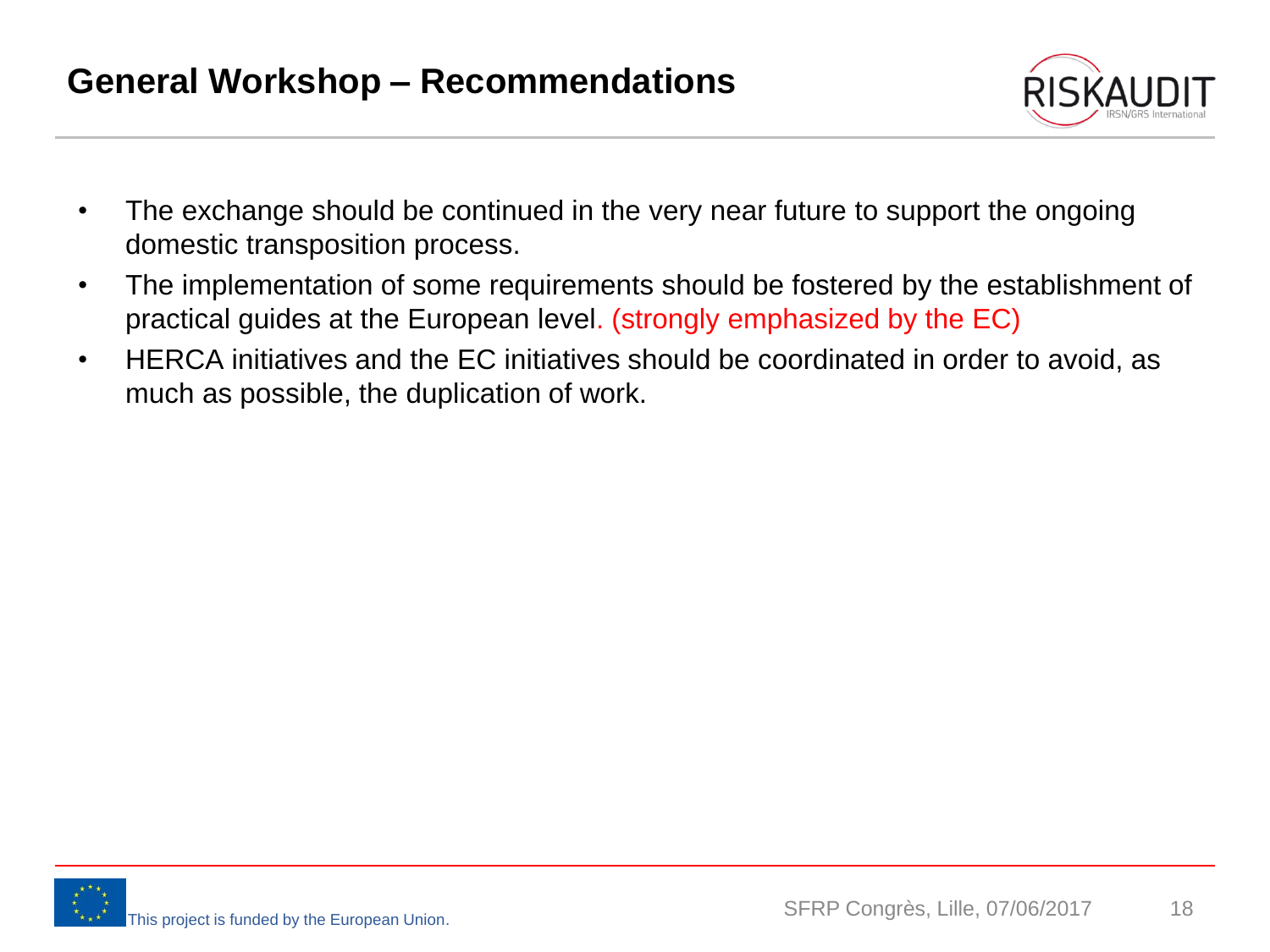## General Workshop – Recommendations

- The exchange should be continued in the very near future to support the ongoing domestic transposition process.
- The implementation of some requirements should be fostered by the establishment of practical guides at the European level. (strongly emphasized by the EC)
- HERCA initiatives and the EC initiatives should be coordinated in order to avoid, as much as possible, the duplication of work.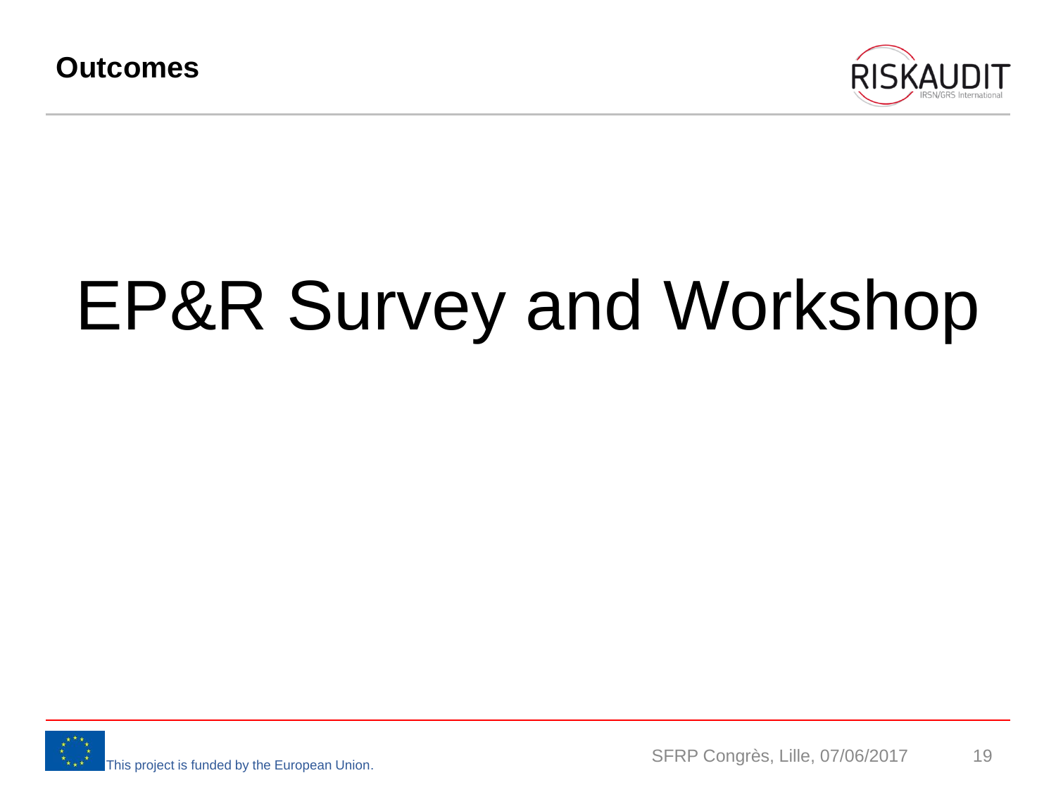**Outcomes**

# EP&R Survey and Workshop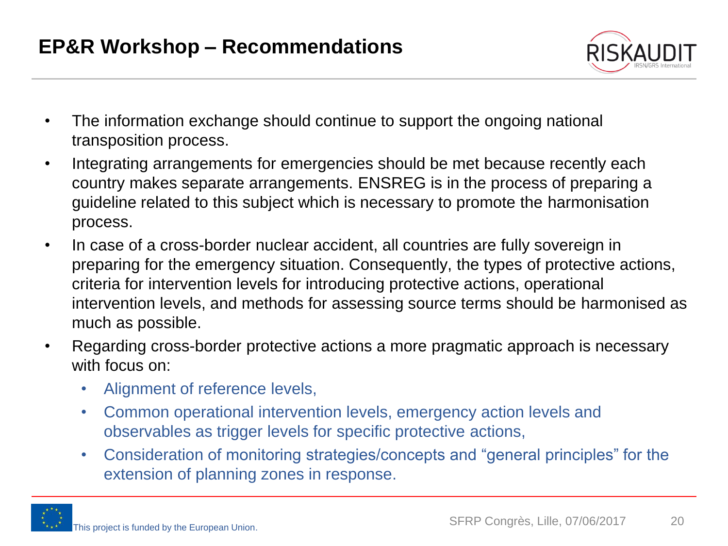# EP&R Workshop – Recommendations

- The information exchange should continue to support the ongoing national transposition process.
- Integrating arrangements for emergencies should be met because recently each country makes separate arrangements. ENSREG is in the process of preparing a guideline related to this subject which is necessary to promote the harmonisation process.
- In case of a cross-border nuclear accident, all countries are fully sovereign in preparing for the emergency situation. Consequently, the types of protective actions, criteria for intervention levels for introducing protective actions, operational intervention levels, and methods for assessing source terms should be harmonised as much as possible.
- Regarding cross-border protective actions a more pragmatic approach is necessary with focus on:
  - Alignment of reference levels,
  - Common operational intervention levels, emergency action levels and observables as trigger levels for specific protective actions,
  - Consideration of monitoring strategies/concepts and "general principles" for the extension of planning zones in response.

This project is funded by the European Union.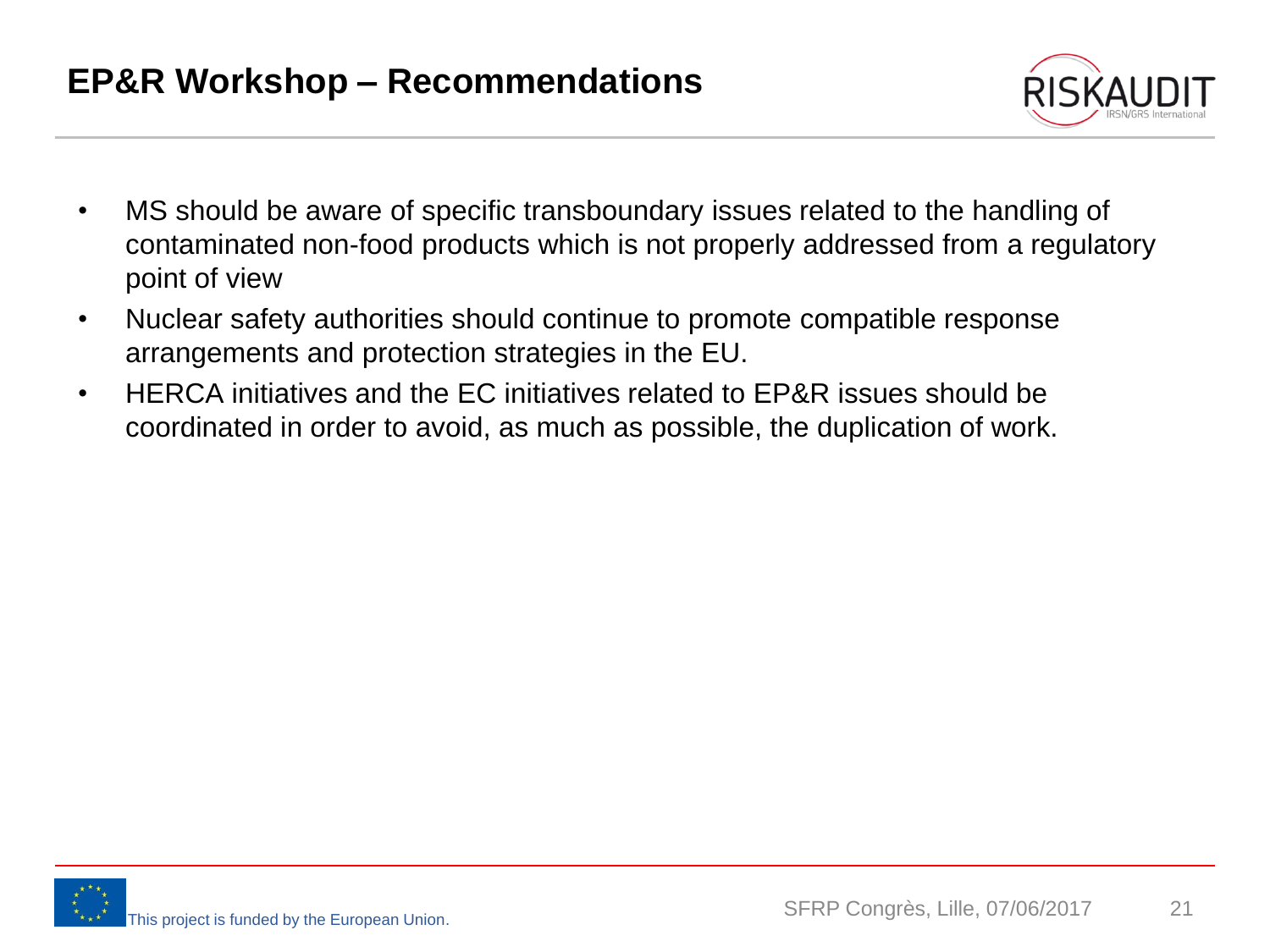## EP&R Workshop – Recommendations

- MS should be aware of specific transboundary issues related to the handling of contaminated non-food products which is not properly addressed from a regulatory point of view
- Nuclear safety authorities should continue to promote compatible response arrangements and protection strategies in the EU.
- HERCA initiatives and the EC initiatives related to EP&R issues should be coordinated in order to avoid, as much as possible, the duplication of work.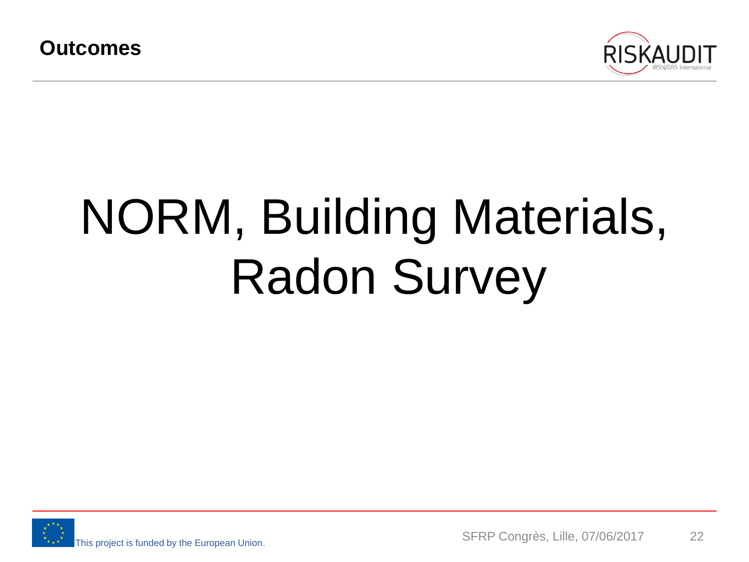**Outcomes**

# NORM, Building Materials, Radon Survey

This project is funded by the European Union.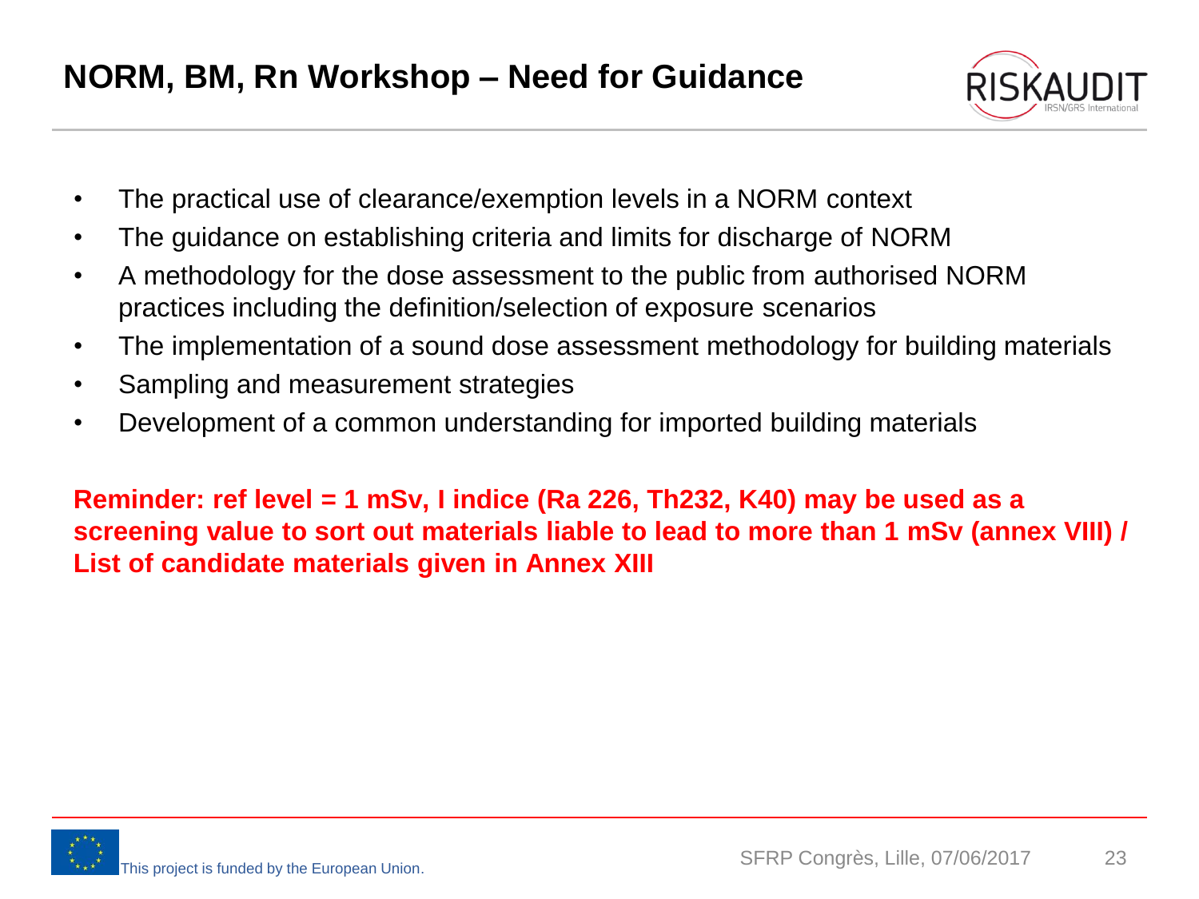# NORM, BM, Rn Workshop – Need for Guidance

- The practical use of clearance/exemption levels in a NORM context
- The guidance on establishing criteria and limits for discharge of NORM
- A methodology for the dose assessment to the public from authorised NORM practices including the definition/selection of exposure scenarios
- The implementation of a sound dose assessment methodology for building materials
- Sampling and measurement strategies
- Development of a common understanding for imported building materials

**Reminder: ref level = 1 mSv, I indice (Ra 226, Th232, K40) may be used as a screening value to sort out materials liable to lead to more than 1 mSv (annex VIII) / List of candidate materials given in Annex XIII**

This project is funded by the European Union.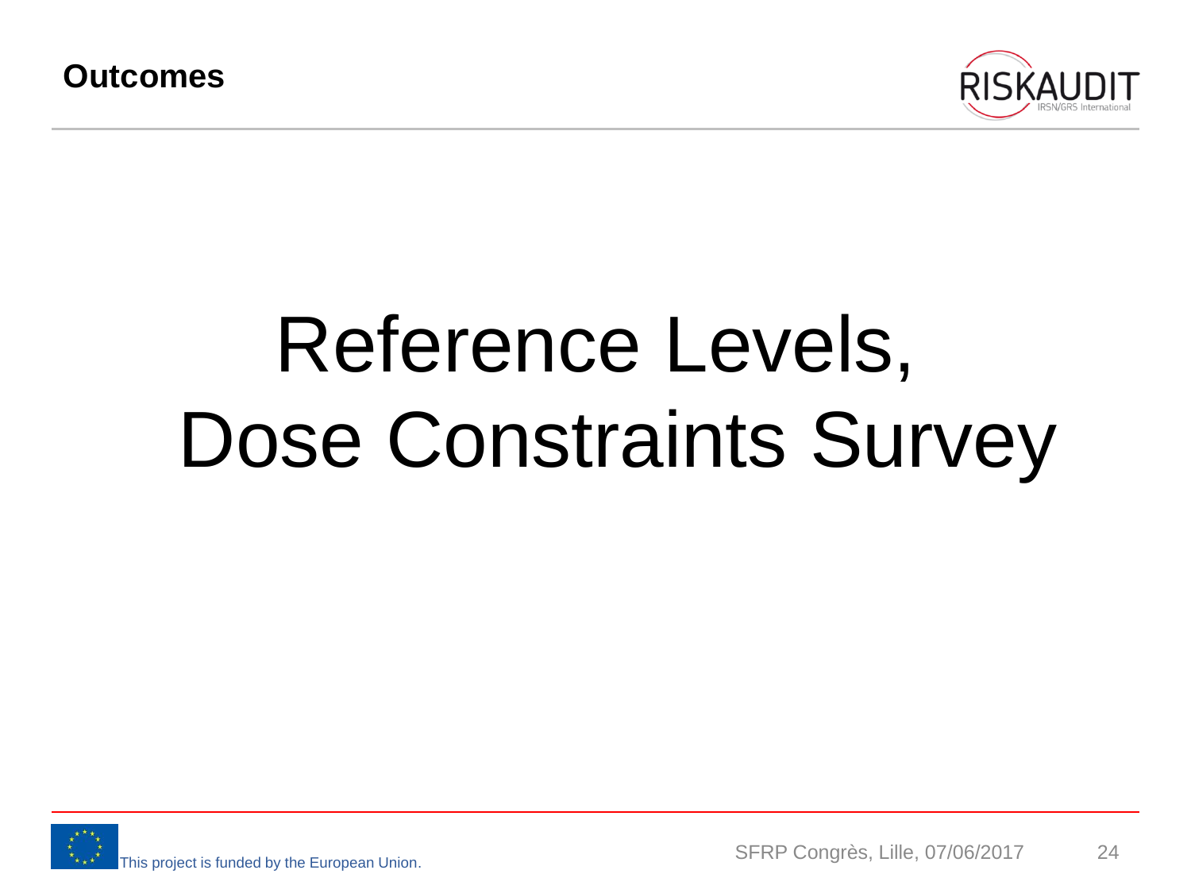**Outcomes**

# Reference Levels, Dose Constraints Survey

This project is funded by the European Union.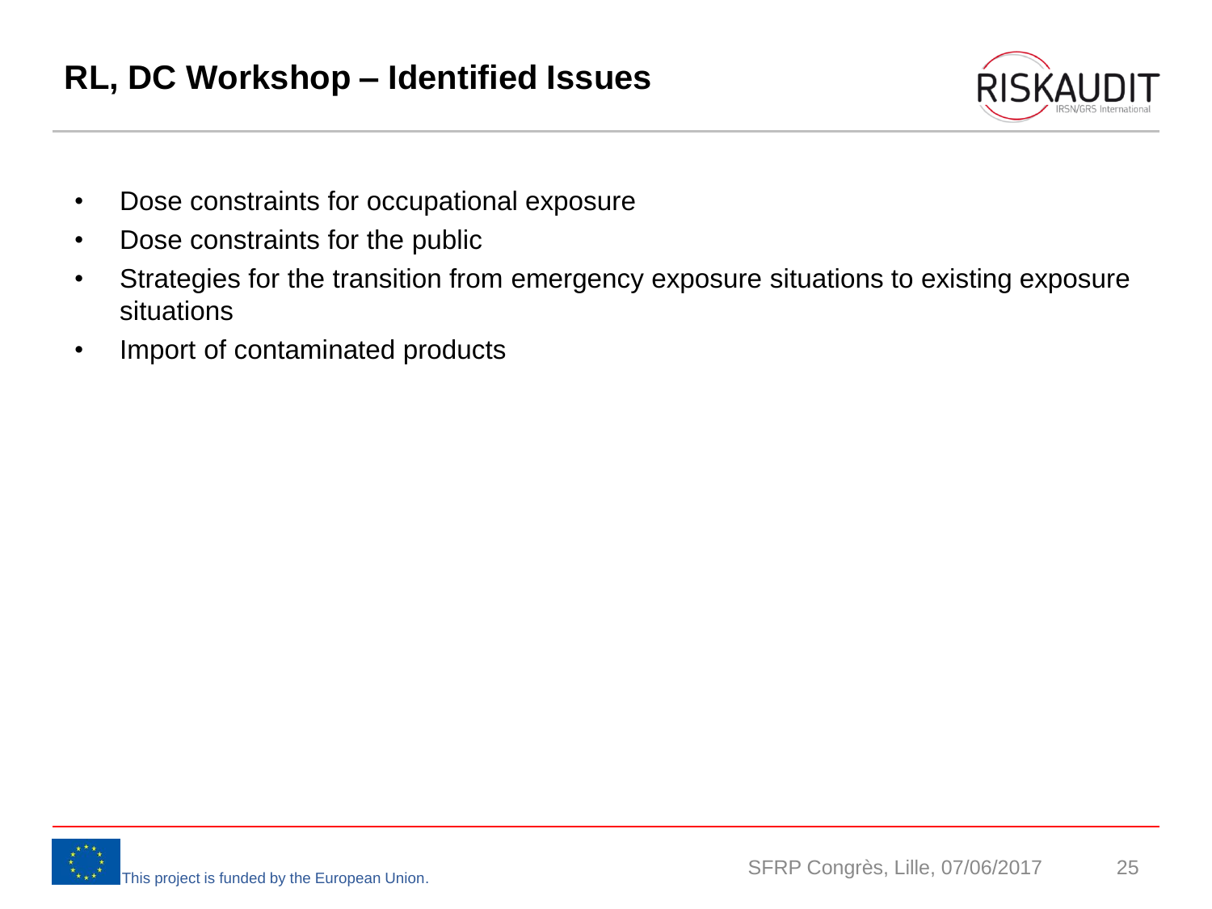# RL, DC Workshop – Identified Issues

- Dose constraints for occupational exposure
- Dose constraints for the public
- Strategies for the transition from emergency exposure situations to existing exposure situations
- Import of contaminated products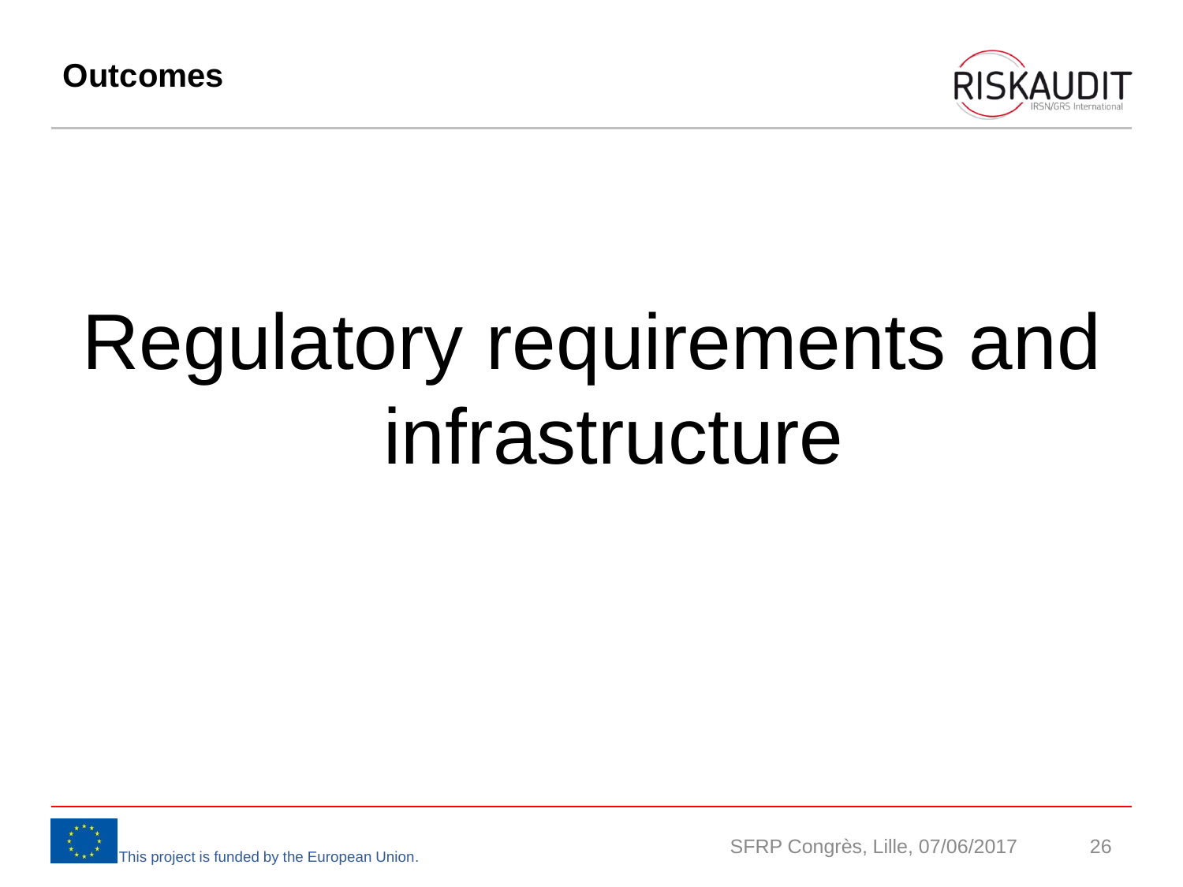**Outcomes**

# Regulatory requirements and infrastructure

This project is funded by the European Union.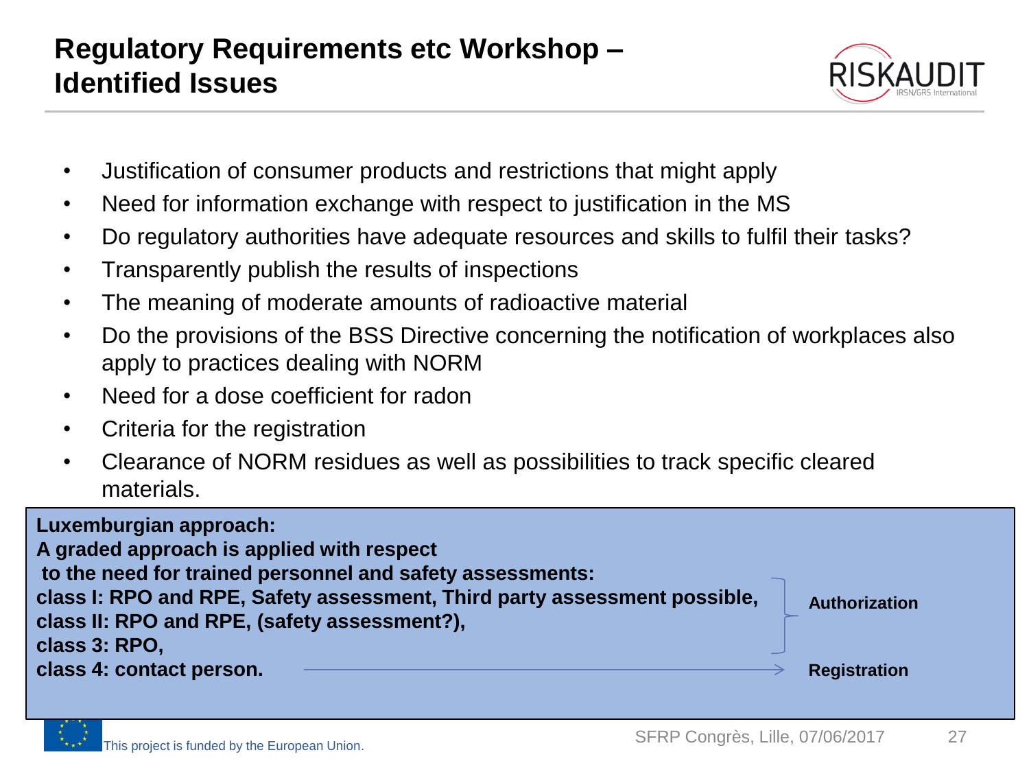# Regulatory Requirements etc Workshop – Identified Issues

- Justification of consumer products and restrictions that might apply
- Need for information exchange with respect to justification in the MS
- Do regulatory authorities have adequate resources and skills to fulfil their tasks?
- Transparently publish the results of inspections
- The meaning of moderate amounts of radioactive material
- Do the provisions of the BSS Directive concerning the notification of workplaces also apply to practices dealing with NORM
- Need for a dose coefficient for radon
- Criteria for the registration
- Clearance of NORM residues as well as possibilities to track specific cleared materials.

**Luxemburgian approach:**
**A graded approach is applied with respect to the need for trained personnel and safety assessments:**
**class I: RPO and RPE, Safety assessment, Third party assessment possible,**
**class II: RPO and RPE, (safety assessment?),**
**class 3: RPO,**
→ **Authorization** (classes I–3)

**class 4: contact person.** → **Registration**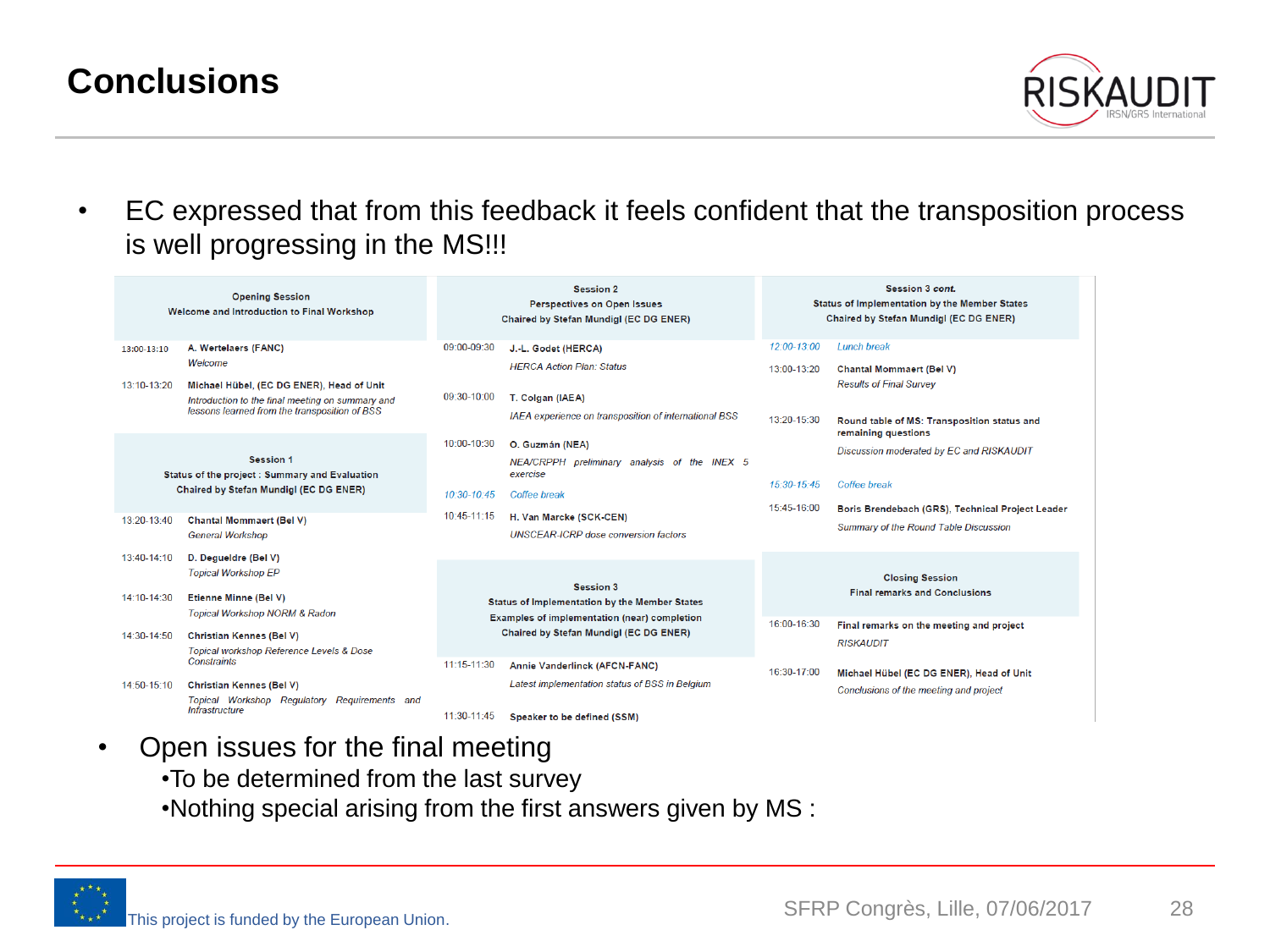# Conclusions

- EC expressed that from this feedback it feels confident that the transposition process is well progressing in the MS!!!

| Time | Opening Session<br>Welcome and Introduction to Final Workshop |
|---|---|
| 13:00-13:10 | **A. Wertelaers (FANC)**<br>*Welcome* |
| 13:10-13:20 | **Michael Hübel, (EC DG ENER), Head of Unit**<br>*Introduction to the final meeting on summary and lessons learned from the transposition of BSS* |

| Time | Session 1<br>Status of the project : Summary and Evaluation<br>Chaired by Stefan Mundigl (EC DG ENER) |
|---|---|
| 13:20-13:40 | **Chantal Mommaert (Bel V)**<br>*General Workshop* |
| 13:40-14:10 | **D. Degueldre (Bel V)**<br>*Topical Workshop EP* |
| 14:10-14:30 | **Etienne Minne (Bel V)**<br>*Topical Workshop NORM & Radon* |
| 14:30-14:50 | **Christian Kennes (Bel V)**<br>*Topical workshop Reference Levels & Dose Constraints* |
| 14:50-15:10 | **Christian Kennes (Bel V)**<br>*Topical Workshop Regulatory Requirements and Infrastructure* |

| Time | Session 2<br>Perspectives on Open Issues<br>Chaired by Stefan Mundigl (EC DG ENER) |
|---|---|
| 09:00-09:30 | **J.-L. Godet (HERCA)**<br>*HERCA Action Plan: Status* |
| 09:30-10:00 | **T. Colgan (IAEA)**<br>*IAEA experience on transposition of international BSS* |
| 10:00-10:30 | **O. Guzmán (NEA)**<br>*NEA/CRPPH preliminary analysis of the INEX 5 exercise* |
| 10:30-10:45 | *Coffee break* |
| 10:45-11:15 | **H. Van Marcke (SCK-CEN)**<br>*UNSCEAR-ICRP dose conversion factors* |

| Time | Session 3<br>Status of Implementation by the Member States<br>Examples of implementation (near) completion<br>Chaired by Stefan Mundigl (EC DG ENER) |
|---|---|
| 11:15-11:30 | **Annie Vanderlinck (AFCN-FANC)**<br>*Latest implementation status of BSS in Belgium* |
| 11:30-11:45 | **Speaker to be defined (SSM)** |

| Time | Session 3 *cont.*<br>Status of Implementation by the Member States<br>Chaired by Stefan Mundigl (EC DG ENER) |
|---|---|
| 12:00-13:00 | *Lunch break* |
| 13:00-13:20 | **Chantal Mommaert (Bel V)**<br>*Results of Final Survey* |
| 13:20-15:30 | **Round table of MS: Transposition status and remaining questions**<br>*Discussion moderated by EC and RISKAUDIT* |
| 15:30-15:45 | *Coffee break* |
| 15:45-16:00 | **Boris Brendebach (GRS), Technical Project Leader**<br>*Summary of the Round Table Discussion* |

| Time | Closing Session<br>Final remarks and Conclusions |
|---|---|
| 16:00-16:30 | **Final remarks on the meeting and project**<br>*RISKAUDIT* |
| 16:30-17:00 | **Michael Hübel (EC DG ENER), Head of Unit**<br>*Conclusions of the meeting and project* |

- Open issues for the final meeting
  - To be determined from the last survey
  - Nothing special arising from the first answers given by MS :

This project is funded by the European Union.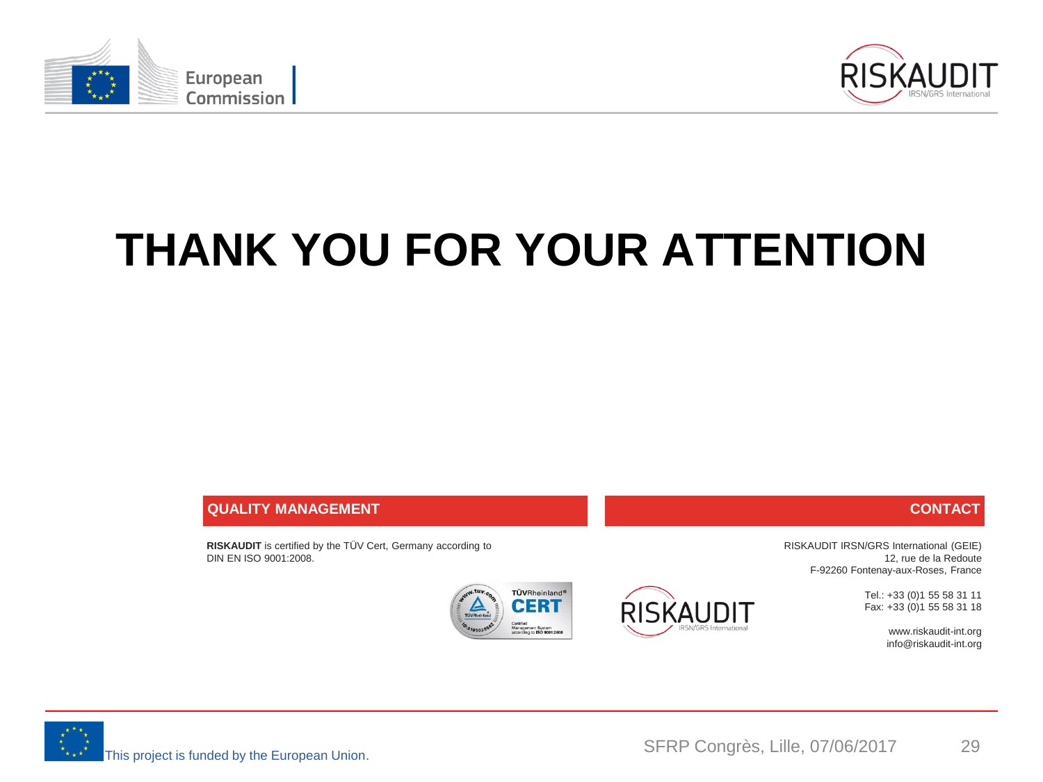# THANK YOU FOR YOUR ATTENTION

## QUALITY MANAGEMENT

**RISKAUDIT** is certified by the TÜV Cert, Germany according to DIN EN ISO 9001:2008.

## CONTACT

RISKAUDIT IRSN/GRS International (GEIE)
12, rue de la Redoute
F-92260 Fontenay-aux-Roses, France

Tel.: +33 (0)1 55 58 31 11
Fax: +33 (0)1 55 58 31 18

www.riskaudit-int.org
info@riskaudit-int.org

This project is funded by the European Union.